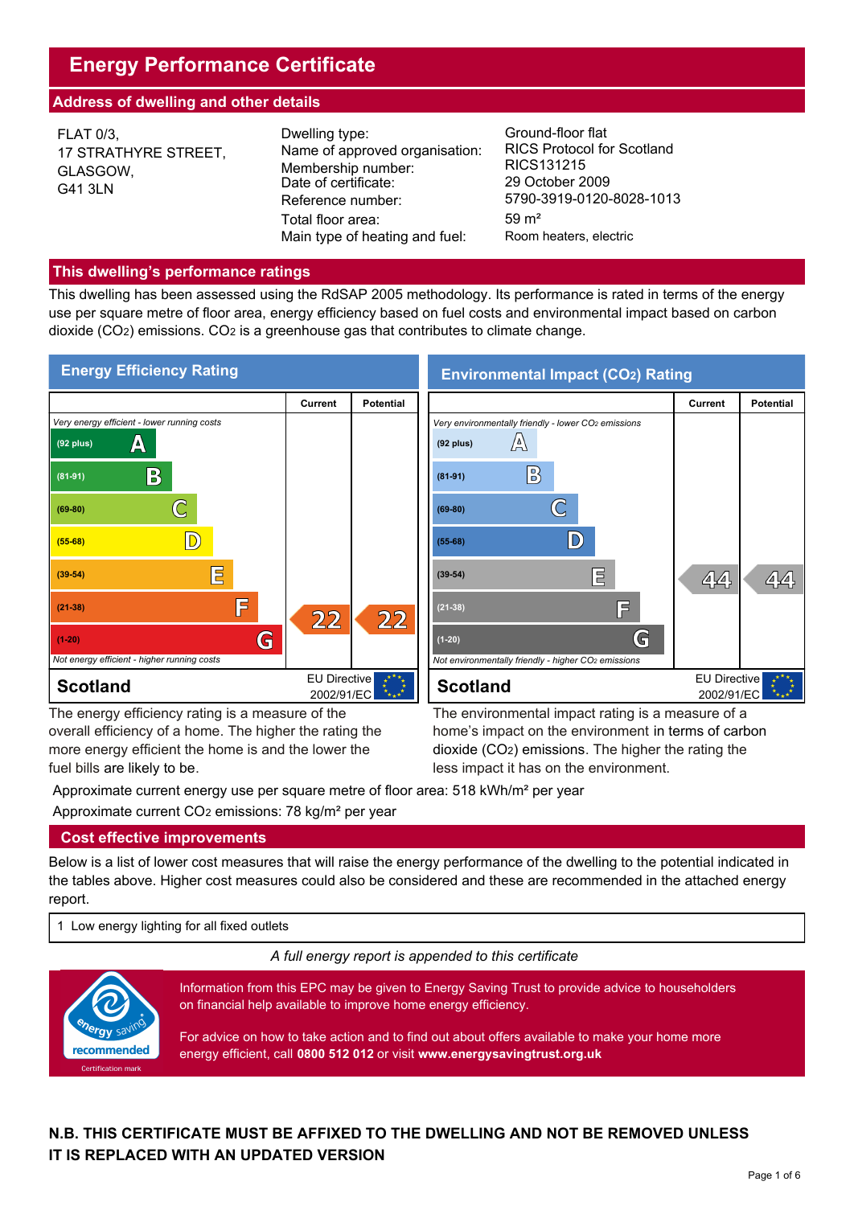# Energy Performance Certificate

## Address of dwelling and other details

FLAT 0/3,
17 STRATHYRE STREET,
GLASGOW,
G41 3LN

| | |
|---|---|
| Dwelling type: | Ground-floor flat |
| Name of approved organisation: | RICS Protocol for Scotland |
| Membership number: | RICS131215 |
| Date of certificate: | 29 October 2009 |
| Reference number: | 5790-3919-0120-8028-1013 |
| Total floor area: | 59 m² |
| Main type of heating and fuel: | Room heaters, electric |

## This dwelling's performance ratings

This dwelling has been assessed using the RdSAP 2005 methodology. Its performance is rated in terms of the energy use per square metre of floor area, energy efficiency based on fuel costs and environmental impact based on carbon dioxide ($CO_2$) emissions. $CO_2$ is a greenhouse gas that contributes to climate change.

### Energy Efficiency Rating

| | Current | Potential |
|---|---|---|
| *Very energy efficient - lower running costs* | | |
| (92 plus) A | | |
| (81-91) B | | |
| (69-80) C | | |
| (55-68) D | | |
| (39-54) E | | |
| (21-38) F | 22 | 22 |
| (1-20) G | | |
| *Not energy efficient - higher running costs* | | |
| **Scotland** | EU Directive 2002/91/EC | |

The energy efficiency rating is a measure of the overall efficiency of a home. The higher the rating the more energy efficient the home is and the lower the fuel bills are likely to be.

### Environmental Impact ($CO_2$) Rating

| | Current | Potential |
|---|---|---|
| *Very environmentally friendly - lower $CO_2$ emissions* | | |
| (92 plus) A | | |
| (81-91) B | | |
| (69-80) C | | |
| (55-68) D | | |
| (39-54) E | 44 | 44 |
| (21-38) F | | |
| (1-20) G | | |
| *Not environmentally friendly - higher $CO_2$ emissions* | | |
| **Scotland** | EU Directive 2002/91/EC | |

The environmental impact rating is a measure of a home's impact on the environment in terms of carbon dioxide ($CO_2$) emissions. The higher the rating the less impact it has on the environment.

Approximate current energy use per square metre of floor area: 518 kWh/m² per year

Approximate current $CO_2$ emissions: 78 kg/m² per year

## Cost effective improvements

Below is a list of lower cost measures that will raise the energy performance of the dwelling to the potential indicated in the tables above. Higher cost measures could also be considered and these are recommended in the attached energy report.

1 Low energy lighting for all fixed outlets

*A full energy report is appended to this certificate*

energy saving recommended
Certification mark

Information from this EPC may be given to Energy Saving Trust to provide advice to householders on financial help available to improve home energy efficiency.

For advice on how to take action and to find out about offers available to make your home more energy efficient, call **0800 512 012** or visit **www.energysavingtrust.org.uk**

**N.B. THIS CERTIFICATE MUST BE AFFIXED TO THE DWELLING AND NOT BE REMOVED UNLESS IT IS REPLACED WITH AN UPDATED VERSION**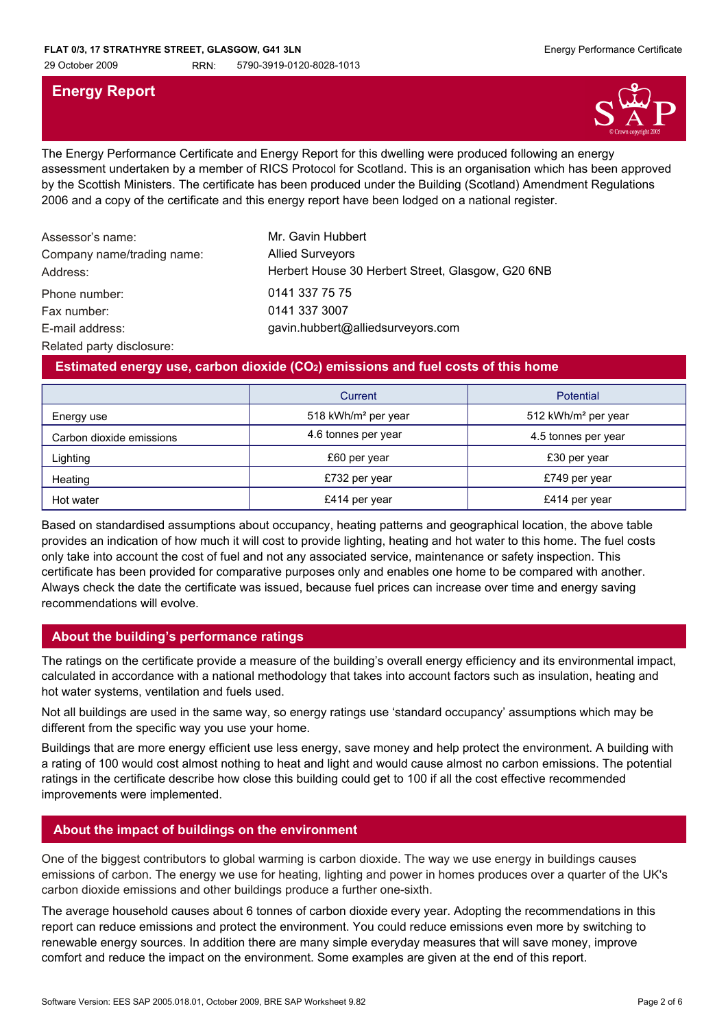FLAT 0/3, 17 STRATHYRE STREET, GLASGOW, G41 3LN

29 October 2009 RRN: 5790-3919-0120-8028-1013

Energy Performance Certificate

# Energy Report

The Energy Performance Certificate and Energy Report for this dwelling were produced following an energy assessment undertaken by a member of RICS Protocol for Scotland. This is an organisation which has been approved by the Scottish Ministers. The certificate has been produced under the Building (Scotland) Amendment Regulations 2006 and a copy of the certificate and this energy report have been lodged on a national register.

| | |
|---|---|
| Assessor's name: | Mr. Gavin Hubbert |
| Company name/trading name: | Allied Surveyors |
| Address: | Herbert House 30 Herbert Street, Glasgow, G20 6NB |
| Phone number: | 0141 337 75 75 |
| Fax number: | 0141 337 3007 |
| E-mail address: | gavin.hubbert@alliedsurveyors.com |
| Related party disclosure: | |

## Estimated energy use, carbon dioxide ($CO_2$) emissions and fuel costs of this home

| | Current | Potential |
|---|---|---|
| Energy use | 518 kWh/m² per year | 512 kWh/m² per year |
| Carbon dioxide emissions | 4.6 tonnes per year | 4.5 tonnes per year |
| Lighting | £60 per year | £30 per year |
| Heating | £732 per year | £749 per year |
| Hot water | £414 per year | £414 per year |

Based on standardised assumptions about occupancy, heating patterns and geographical location, the above table provides an indication of how much it will cost to provide lighting, heating and hot water to this home. The fuel costs only take into account the cost of fuel and not any associated service, maintenance or safety inspection. This certificate has been provided for comparative purposes only and enables one home to be compared with another. Always check the date the certificate was issued, because fuel prices can increase over time and energy saving recommendations will evolve.

## About the building's performance ratings

The ratings on the certificate provide a measure of the building's overall energy efficiency and its environmental impact, calculated in accordance with a national methodology that takes into account factors such as insulation, heating and hot water systems, ventilation and fuels used.

Not all buildings are used in the same way, so energy ratings use 'standard occupancy' assumptions which may be different from the specific way you use your home.

Buildings that are more energy efficient use less energy, save money and help protect the environment. A building with a rating of 100 would cost almost nothing to heat and light and would cause almost no carbon emissions. The potential ratings in the certificate describe how close this building could get to 100 if all the cost effective recommended improvements were implemented.

## About the impact of buildings on the environment

One of the biggest contributors to global warming is carbon dioxide. The way we use energy in buildings causes emissions of carbon. The energy we use for heating, lighting and power in homes produces over a quarter of the UK's carbon dioxide emissions and other buildings produce a further one-sixth.

The average household causes about 6 tonnes of carbon dioxide every year. Adopting the recommendations in this report can reduce emissions and protect the environment. You could reduce emissions even more by switching to renewable energy sources. In addition there are many simple everyday measures that will save money, improve comfort and reduce the impact on the environment. Some examples are given at the end of this report.

Software Version: EES SAP 2005.018.01, October 2009, BRE SAP Worksheet 9.82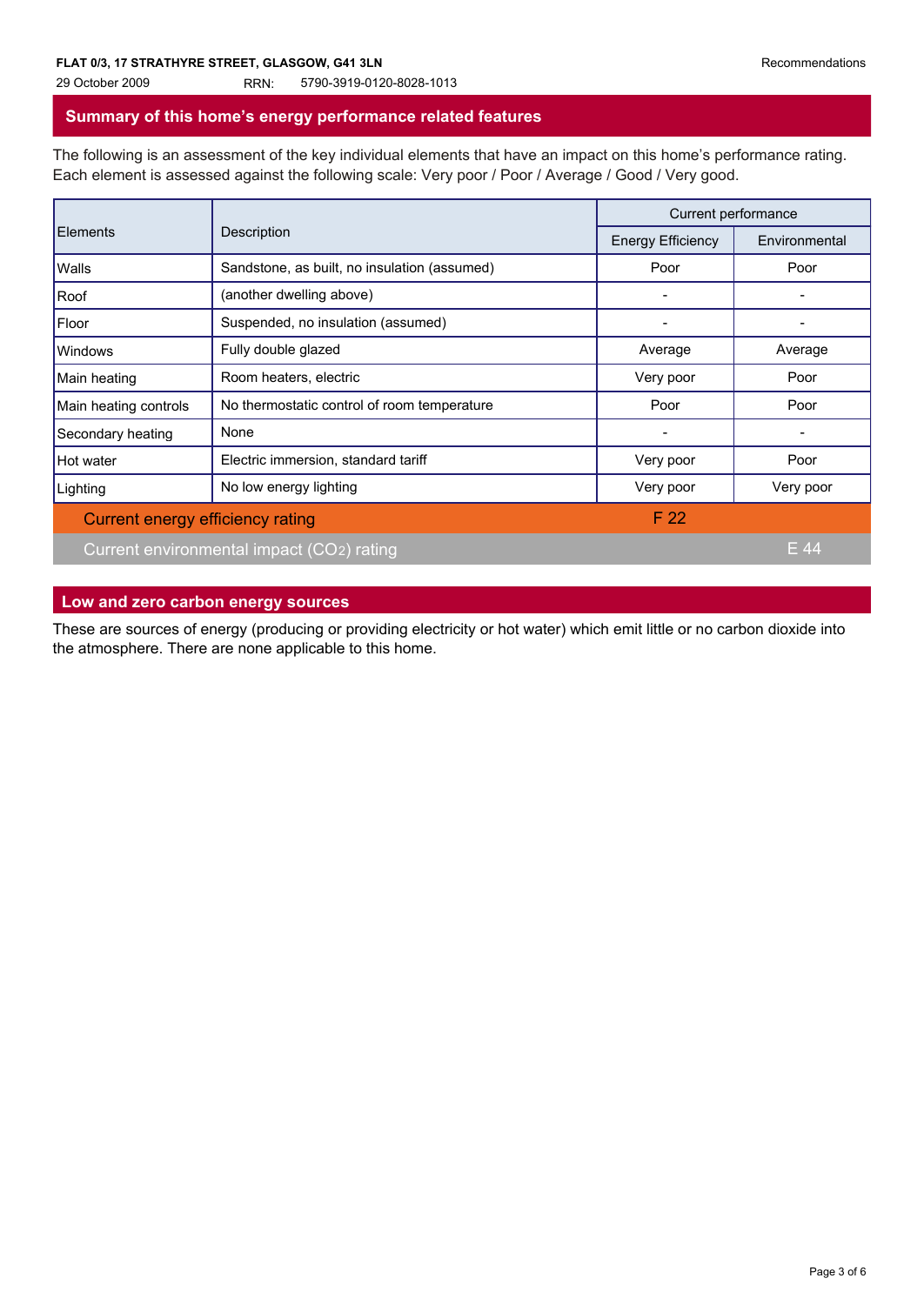## Summary of this home's energy performance related features

The following is an assessment of the key individual elements that have an impact on this home's performance rating. Each element is assessed against the following scale: Very poor / Poor / Average / Good / Very good.

| Elements | Description | Current performance | |
|---|---|---|---|
| | | Energy Efficiency | Environmental |
| Walls | Sandstone, as built, no insulation (assumed) | Poor | Poor |
| Roof | (another dwelling above) | - | - |
| Floor | Suspended, no insulation (assumed) | - | - |
| Windows | Fully double glazed | Average | Average |
| Main heating | Room heaters, electric | Very poor | Poor |
| Main heating controls | No thermostatic control of room temperature | Poor | Poor |
| Secondary heating | None | - | - |
| Hot water | Electric immersion, standard tariff | Very poor | Poor |
| Lighting | No low energy lighting | Very poor | Very poor |
| Current energy efficiency rating | | F 22 | |
| Current environmental impact ($CO_2$) rating | | | E 44 |

## Low and zero carbon energy sources

These are sources of energy (producing or providing electricity or hot water) which emit little or no carbon dioxide into the atmosphere. There are none applicable to this home.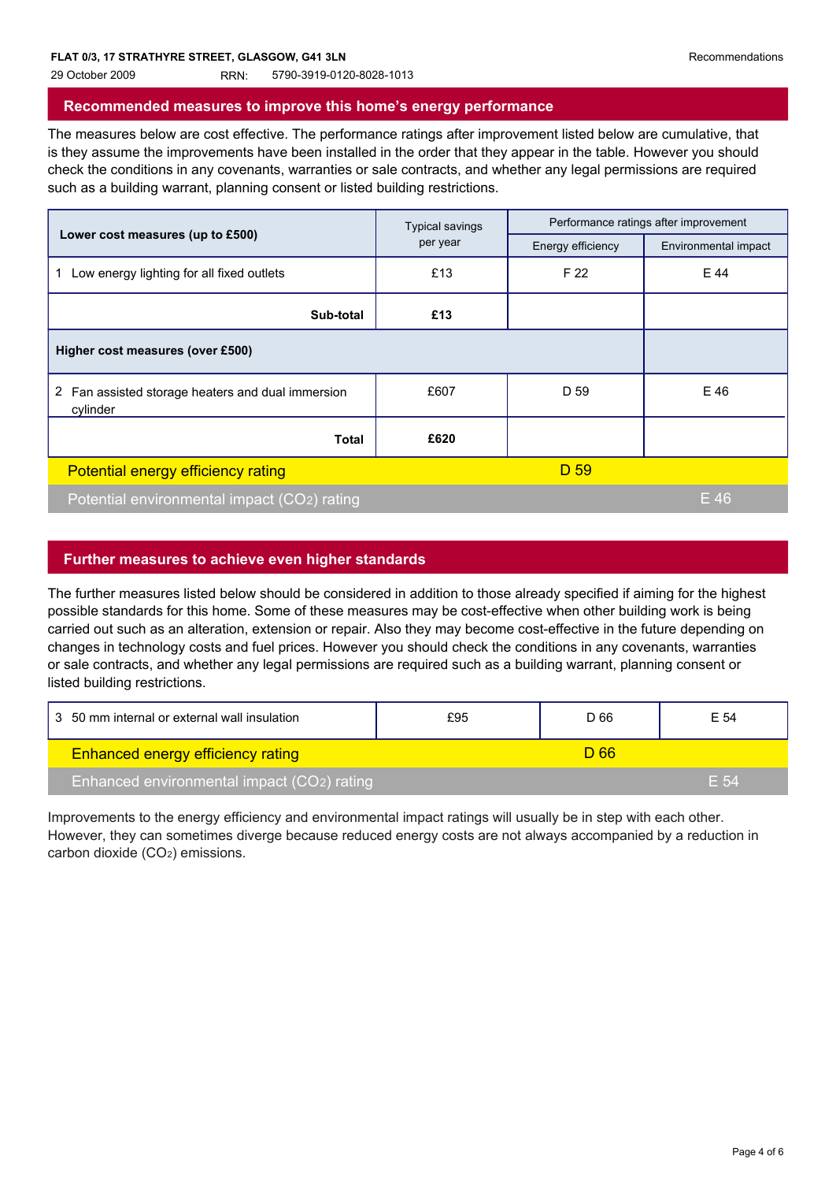FLAT 0/3, 17 STRATHYRE STREET, GLASGOW, G41 3LN

29 October 2009 RRN: 5790-3919-0120-8028-1013

Recommendations

## Recommended measures to improve this home's energy performance

The measures below are cost effective. The performance ratings after improvement listed below are cumulative, that is they assume the improvements have been installed in the order that they appear in the table. However you should check the conditions in any covenants, warranties or sale contracts, and whether any legal permissions are required such as a building warrant, planning consent or listed building restrictions.

| Lower cost measures (up to £500) | Typical savings per year | Performance ratings after improvement | |
|---|---|---|---|
| | | Energy efficiency | Environmental impact |
| 1 Low energy lighting for all fixed outlets | £13 | F 22 | E 44 |
| **Sub-total** | **£13** | | |
| **Higher cost measures (over £500)** | | | |
| 2 Fan assisted storage heaters and dual immersion cylinder | £607 | D 59 | E 46 |
| **Total** | **£620** | | |
| Potential energy efficiency rating | | D 59 | |
| Potential environmental impact ($CO_2$) rating | | | E 46 |

## Further measures to achieve even higher standards

The further measures listed below should be considered in addition to those already specified if aiming for the highest possible standards for this home. Some of these measures may be cost-effective when other building work is being carried out such as an alteration, extension or repair. Also they may become cost-effective in the future depending on changes in technology costs and fuel prices. However you should check the conditions in any covenants, warranties or sale contracts, and whether any legal permissions are required such as a building warrant, planning consent or listed building restrictions.

| Measure | Typical savings per year | Energy efficiency | Environmental impact |
|---|---|---|---|
| 3 50 mm internal or external wall insulation | £95 | D 66 | E 54 |
| Enhanced energy efficiency rating | | D 66 | |
| Enhanced environmental impact ($CO_2$) rating | | | E 54 |

Improvements to the energy efficiency and environmental impact ratings will usually be in step with each other. However, they can sometimes diverge because reduced energy costs are not always accompanied by a reduction in carbon dioxide ($CO_2$) emissions.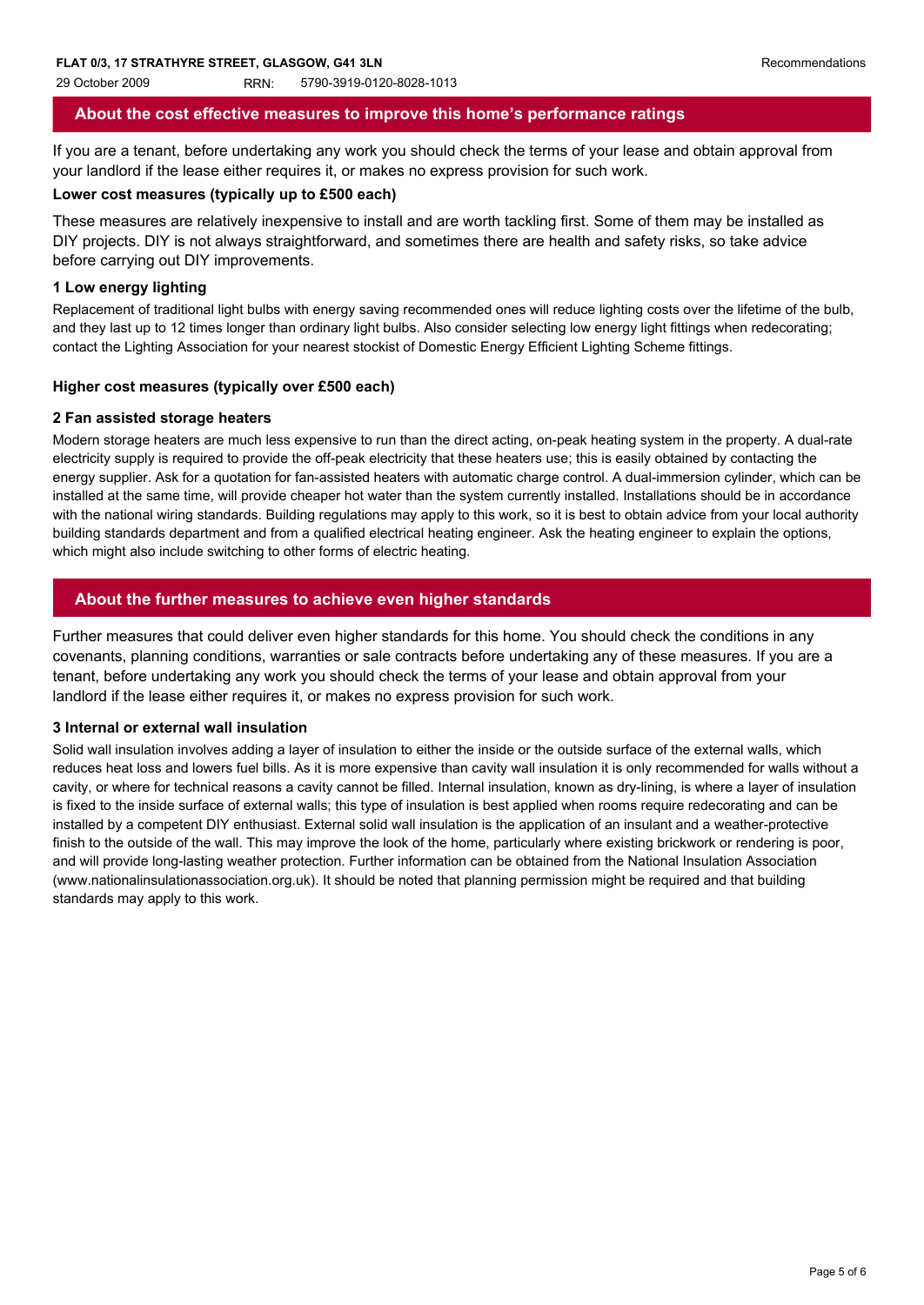## About the cost effective measures to improve this home's performance ratings

If you are a tenant, before undertaking any work you should check the terms of your lease and obtain approval from your landlord if the lease either requires it, or makes no express provision for such work.

**Lower cost measures (typically up to £500 each)**

These measures are relatively inexpensive to install and are worth tackling first. Some of them may be installed as DIY projects. DIY is not always straightforward, and sometimes there are health and safety risks, so take advice before carrying out DIY improvements.

**1 Low energy lighting**

Replacement of traditional light bulbs with energy saving recommended ones will reduce lighting costs over the lifetime of the bulb, and they last up to 12 times longer than ordinary light bulbs. Also consider selecting low energy light fittings when redecorating; contact the Lighting Association for your nearest stockist of Domestic Energy Efficient Lighting Scheme fittings.

**Higher cost measures (typically over £500 each)**

**2 Fan assisted storage heaters**

Modern storage heaters are much less expensive to run than the direct acting, on-peak heating system in the property. A dual-rate electricity supply is required to provide the off-peak electricity that these heaters use; this is easily obtained by contacting the energy supplier. Ask for a quotation for fan-assisted heaters with automatic charge control. A dual-immersion cylinder, which can be installed at the same time, will provide cheaper hot water than the system currently installed. Installations should be in accordance with the national wiring standards. Building regulations may apply to this work, so it is best to obtain advice from your local authority building standards department and from a qualified electrical heating engineer. Ask the heating engineer to explain the options, which might also include switching to other forms of electric heating.

## About the further measures to achieve even higher standards

Further measures that could deliver even higher standards for this home. You should check the conditions in any covenants, planning conditions, warranties or sale contracts before undertaking any of these measures. If you are a tenant, before undertaking any work you should check the terms of your lease and obtain approval from your landlord if the lease either requires it, or makes no express provision for such work.

**3 Internal or external wall insulation**

Solid wall insulation involves adding a layer of insulation to either the inside or the outside surface of the external walls, which reduces heat loss and lowers fuel bills. As it is more expensive than cavity wall insulation it is only recommended for walls without a cavity, or where for technical reasons a cavity cannot be filled. Internal insulation, known as dry-lining, is where a layer of insulation is fixed to the inside surface of external walls; this type of insulation is best applied when rooms require redecorating and can be installed by a competent DIY enthusiast. External solid wall insulation is the application of an insulant and a weather-protective finish to the outside of the wall. This may improve the look of the home, particularly where existing brickwork or rendering is poor, and will provide long-lasting weather protection. Further information can be obtained from the National Insulation Association (www.nationalinsulationassociation.org.uk). It should be noted that planning permission might be required and that building standards may apply to this work.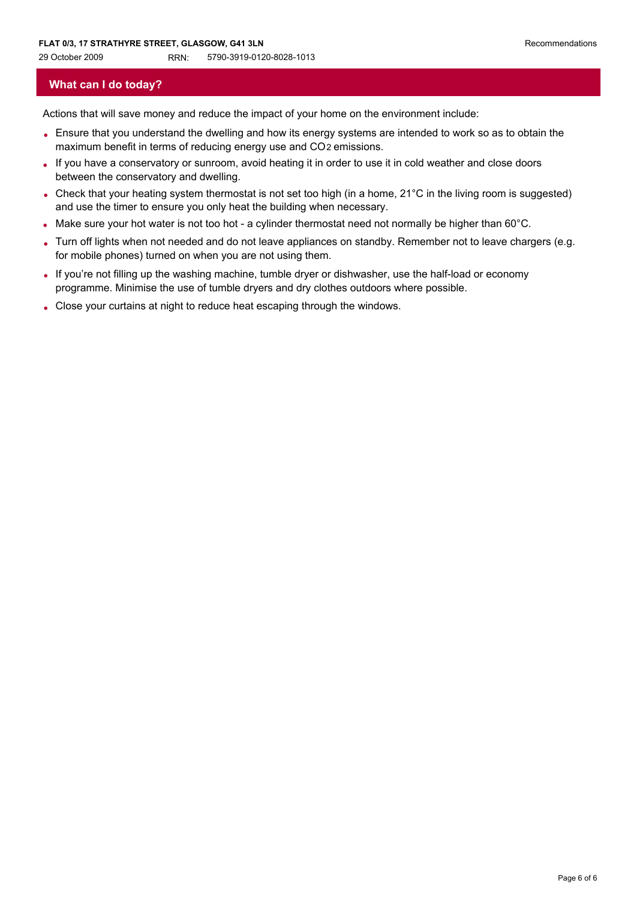## What can I do today?

Actions that will save money and reduce the impact of your home on the environment include:

- Ensure that you understand the dwelling and how its energy systems are intended to work so as to obtain the maximum benefit in terms of reducing energy use and $CO_2$ emissions.
- If you have a conservatory or sunroom, avoid heating it in order to use it in cold weather and close doors between the conservatory and dwelling.
- Check that your heating system thermostat is not set too high (in a home, 21°C in the living room is suggested) and use the timer to ensure you only heat the building when necessary.
- Make sure your hot water is not too hot - a cylinder thermostat need not normally be higher than 60°C.
- Turn off lights when not needed and do not leave appliances on standby. Remember not to leave chargers (e.g. for mobile phones) turned on when you are not using them.
- If you're not filling up the washing machine, tumble dryer or dishwasher, use the half-load or economy programme. Minimise the use of tumble dryers and dry clothes outdoors where possible.
- Close your curtains at night to reduce heat escaping through the windows.